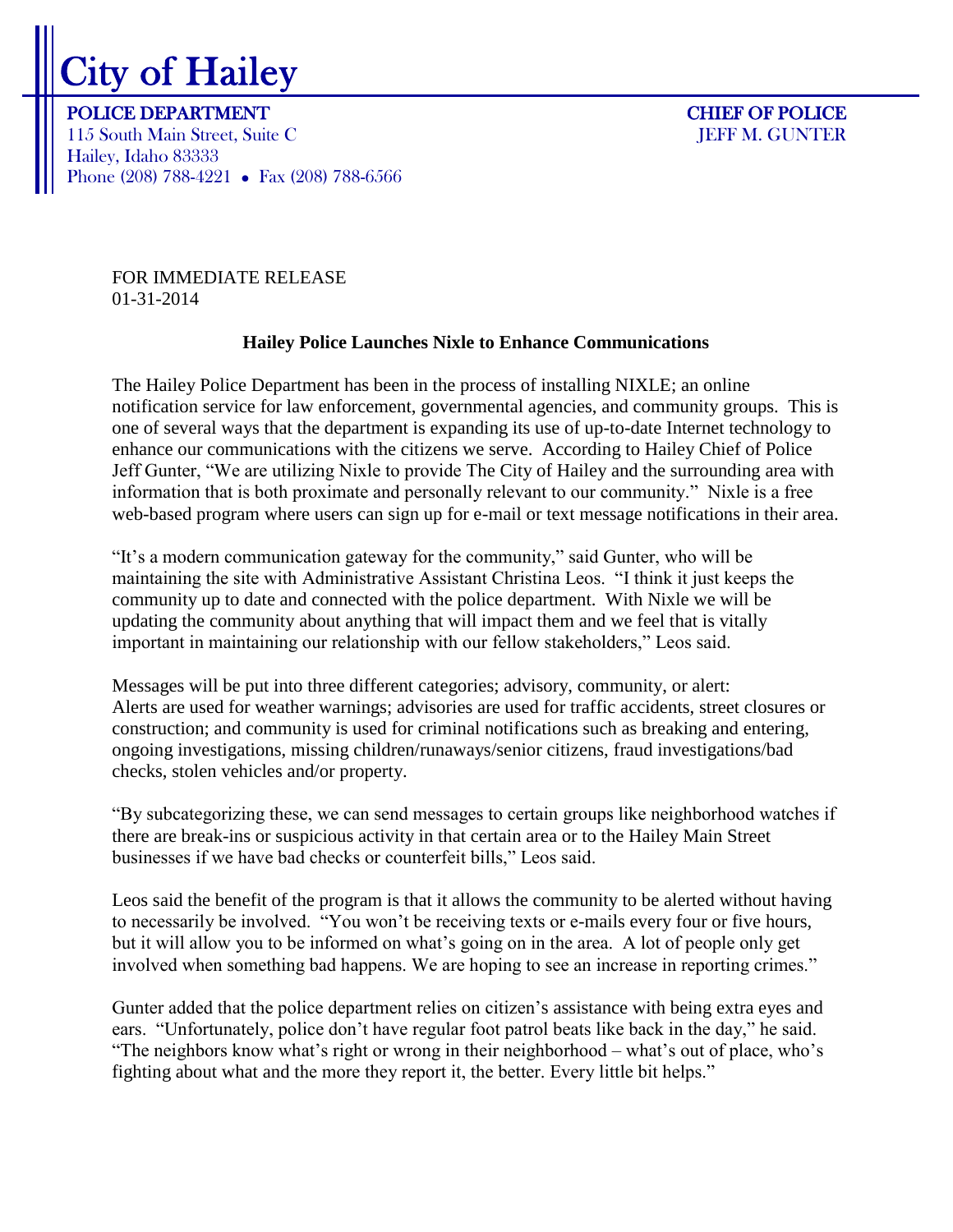# City of Hailey

**POLICE DEPARTMENT**
115 South Main Street, Suite C
Hailey, Idaho 83333
Phone (208) 788-4221 • Fax (208) 788-6566

**CHIEF OF POLICE**
JEFF M. GUNTER

FOR IMMEDIATE RELEASE
01-31-2014

**Hailey Police Launches Nixle to Enhance Communications**

The Hailey Police Department has been in the process of installing NIXLE; an online notification service for law enforcement, governmental agencies, and community groups. This is one of several ways that the department is expanding its use of up-to-date Internet technology to enhance our communications with the citizens we serve. According to Hailey Chief of Police Jeff Gunter, "We are utilizing Nixle to provide The City of Hailey and the surrounding area with information that is both proximate and personally relevant to our community." Nixle is a free web-based program where users can sign up for e-mail or text message notifications in their area.

"It's a modern communication gateway for the community," said Gunter, who will be maintaining the site with Administrative Assistant Christina Leos. "I think it just keeps the community up to date and connected with the police department. With Nixle we will be updating the community about anything that will impact them and we feel that is vitally important in maintaining our relationship with our fellow stakeholders," Leos said.

Messages will be put into three different categories; advisory, community, or alert:
Alerts are used for weather warnings; advisories are used for traffic accidents, street closures or construction; and community is used for criminal notifications such as breaking and entering, ongoing investigations, missing children/runaways/senior citizens, fraud investigations/bad checks, stolen vehicles and/or property.

"By subcategorizing these, we can send messages to certain groups like neighborhood watches if there are break-ins or suspicious activity in that certain area or to the Hailey Main Street businesses if we have bad checks or counterfeit bills," Leos said.

Leos said the benefit of the program is that it allows the community to be alerted without having to necessarily be involved. "You won't be receiving texts or e-mails every four or five hours, but it will allow you to be informed on what's going on in the area. A lot of people only get involved when something bad happens. We are hoping to see an increase in reporting crimes."

Gunter added that the police department relies on citizen's assistance with being extra eyes and ears. "Unfortunately, police don't have regular foot patrol beats like back in the day," he said. "The neighbors know what's right or wrong in their neighborhood – what's out of place, who's fighting about what and the more they report it, the better. Every little bit helps."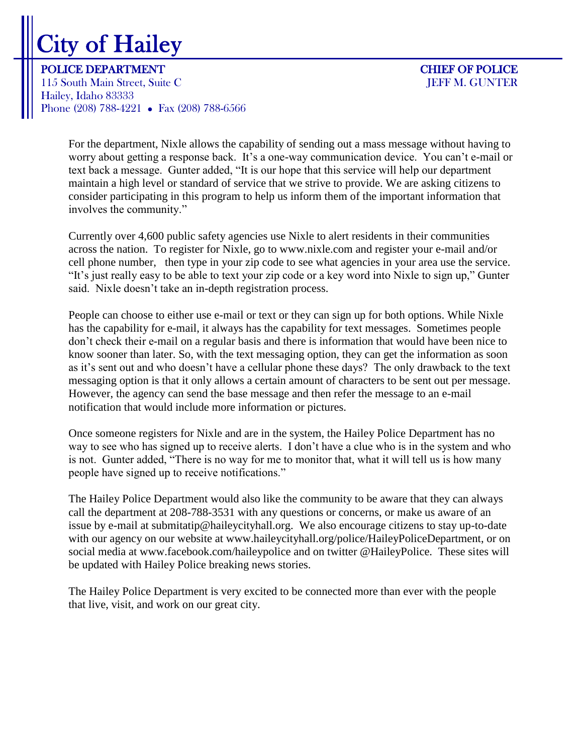# City of Hailey

**POLICE DEPARTMENT**
115 South Main Street, Suite C
Hailey, Idaho 83333
Phone (208) 788-4221 • Fax (208) 788-6566

**CHIEF OF POLICE**
JEFF M. GUNTER

For the department, Nixle allows the capability of sending out a mass message without having to worry about getting a response back. It's a one-way communication device. You can't e-mail or text back a message. Gunter added, "It is our hope that this service will help our department maintain a high level or standard of service that we strive to provide. We are asking citizens to consider participating in this program to help us inform them of the important information that involves the community."

Currently over 4,600 public safety agencies use Nixle to alert residents in their communities across the nation. To register for Nixle, go to www.nixle.com and register your e-mail and/or cell phone number, then type in your zip code to see what agencies in your area use the service. "It's just really easy to be able to text your zip code or a key word into Nixle to sign up," Gunter said. Nixle doesn't take an in-depth registration process.

People can choose to either use e-mail or text or they can sign up for both options. While Nixle has the capability for e-mail, it always has the capability for text messages. Sometimes people don't check their e-mail on a regular basis and there is information that would have been nice to know sooner than later. So, with the text messaging option, they can get the information as soon as it's sent out and who doesn't have a cellular phone these days? The only drawback to the text messaging option is that it only allows a certain amount of characters to be sent out per message. However, the agency can send the base message and then refer the message to an e-mail notification that would include more information or pictures.

Once someone registers for Nixle and are in the system, the Hailey Police Department has no way to see who has signed up to receive alerts. I don't have a clue who is in the system and who is not. Gunter added, "There is no way for me to monitor that, what it will tell us is how many people have signed up to receive notifications."

The Hailey Police Department would also like the community to be aware that they can always call the department at 208-788-3531 with any questions or concerns, or make us aware of an issue by e-mail at submitatip@haileycityhall.org. We also encourage citizens to stay up-to-date with our agency on our website at www.haileycityhall.org/police/HaileyPoliceDepartment, or on social media at www.facebook.com/haileypolice and on twitter @HaileyPolice. These sites will be updated with Hailey Police breaking news stories.

The Hailey Police Department is very excited to be connected more than ever with the people that live, visit, and work on our great city.